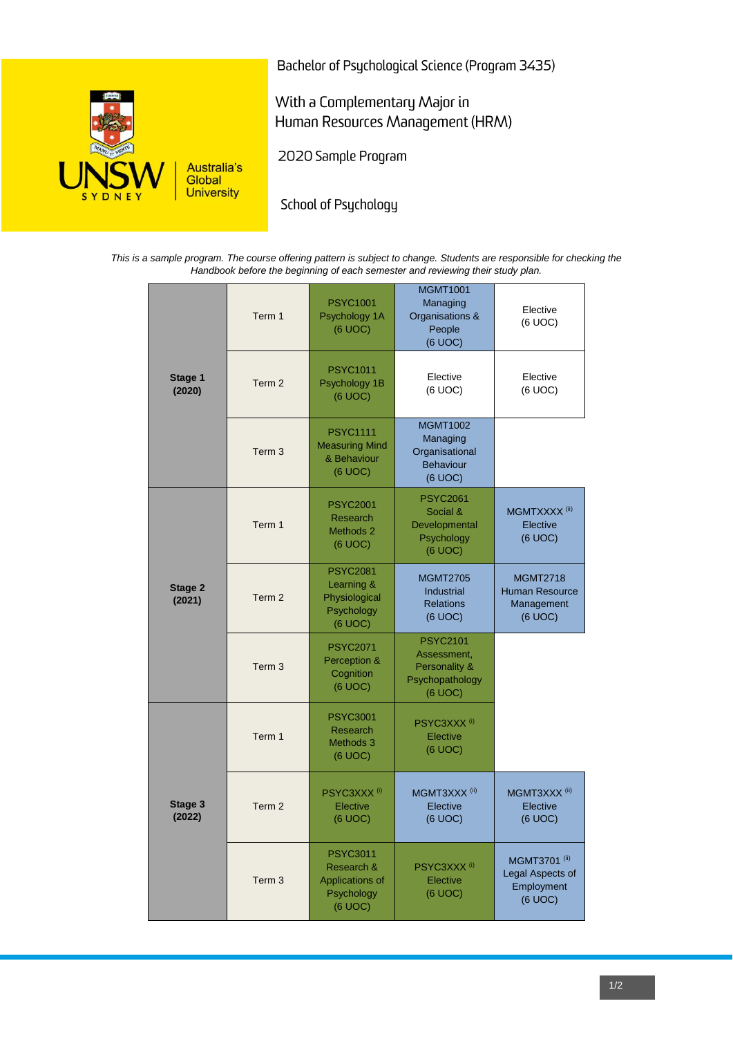UNSW SYDNEY Australia's Global University

# Bachelor of Psychological Science (Program 3435)

## With a Complementary Major in Human Resources Management (HRM)

### 2020 Sample Program

### School of Psychology

*This is a sample program. The course offering pattern is subject to change. Students are responsible for checking the Handbook before the beginning of each semester and reviewing their study plan.*

| Stage | Term | | | |
|---|---|---|---|---|
| **Stage 1 (2020)** | Term 1 | PSYC1001 Psychology 1A (6 UOC) | MGMT1001 Managing Organisations & People (6 UOC) | Elective (6 UOC) |
| | Term 2 | PSYC1011 Psychology 1B (6 UOC) | Elective (6 UOC) | Elective (6 UOC) |
| | Term 3 | PSYC1111 Measuring Mind & Behaviour (6 UOC) | MGMT1002 Managing Organisational Behaviour (6 UOC) | |
| **Stage 2 (2021)** | Term 1 | PSYC2001 Research Methods 2 (6 UOC) | PSYC2061 Social & Developmental Psychology (6 UOC) | MGMTXXXX (ii) Elective (6 UOC) |
| | Term 2 | PSYC2081 Learning & Physiological Psychology (6 UOC) | MGMT2705 Industrial Relations (6 UOC) | MGMT2718 Human Resource Management (6 UOC) |
| | Term 3 | PSYC2071 Perception & Cognition (6 UOC) | PSYC2101 Assessment, Personality & Psychopathology (6 UOC) | |
| **Stage 3 (2022)** | Term 1 | PSYC3001 Research Methods 3 (6 UOC) | PSYC3XXX (i) Elective (6 UOC) | |
| | Term 2 | PSYC3XXX (i) Elective (6 UOC) | MGMT3XXX (ii) Elective (6 UOC) | MGMT3XXX (ii) Elective (6 UOC) |
| | Term 3 | PSYC3011 Research & Applications of Psychology (6 UOC) | PSYC3XXX (i) Elective (6 UOC) | MGMT3701 (ii) Legal Aspects of Employment (6 UOC) |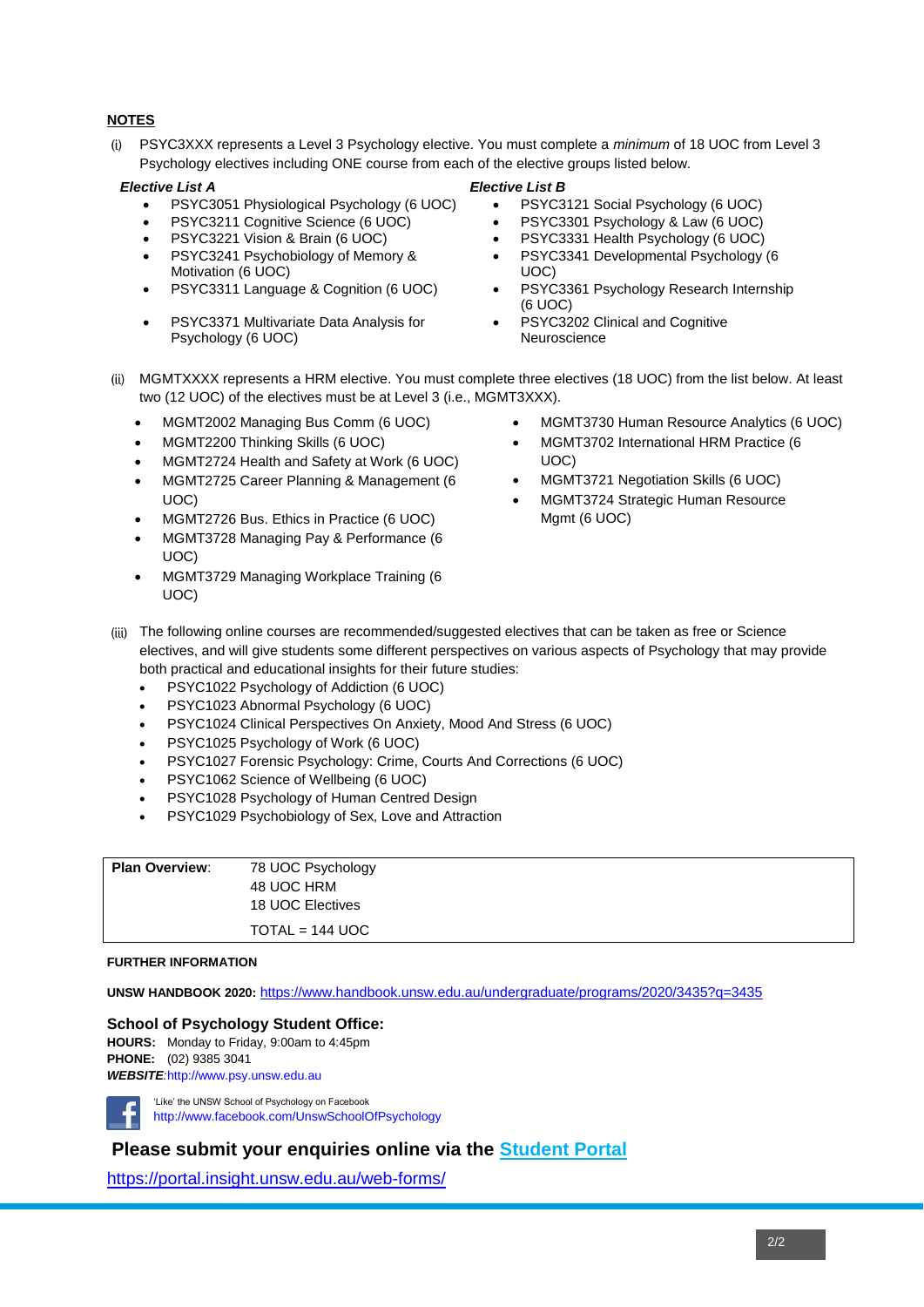**NOTES**

(i) PSYC3XXX represents a Level 3 Psychology elective. You must complete a *minimum* of 18 UOC from Level 3 Psychology electives including ONE course from each of the elective groups listed below.

***Elective List A***

- PSYC3051 Physiological Psychology (6 UOC)
- PSYC3211 Cognitive Science (6 UOC)
- PSYC3221 Vision & Brain (6 UOC)
- PSYC3241 Psychobiology of Memory & Motivation (6 UOC)
- PSYC3311 Language & Cognition (6 UOC)
- PSYC3371 Multivariate Data Analysis for Psychology (6 UOC)

***Elective List B***

- PSYC3121 Social Psychology (6 UOC)
- PSYC3301 Psychology & Law (6 UOC)
- PSYC3331 Health Psychology (6 UOC)
- PSYC3341 Developmental Psychology (6 UOC)
- PSYC3361 Psychology Research Internship (6 UOC)
- PSYC3202 Clinical and Cognitive Neuroscience

(ii) MGMTXXXX represents a HRM elective. You must complete three electives (18 UOC) from the list below. At least two (12 UOC) of the electives must be at Level 3 (i.e., MGMT3XXX).

- MGMT2002 Managing Bus Comm (6 UOC)
- MGMT2200 Thinking Skills (6 UOC)
- MGMT2724 Health and Safety at Work (6 UOC)
- MGMT2725 Career Planning & Management (6 UOC)
- MGMT2726 Bus. Ethics in Practice (6 UOC)
- MGMT3728 Managing Pay & Performance (6 UOC)
- MGMT3729 Managing Workplace Training (6 UOC)
- MGMT3730 Human Resource Analytics (6 UOC)
- MGMT3702 International HRM Practice (6 UOC)
- MGMT3721 Negotiation Skills (6 UOC)
- MGMT3724 Strategic Human Resource Mgmt (6 UOC)

(iii) The following online courses are recommended/suggested electives that can be taken as free or Science electives, and will give students some different perspectives on various aspects of Psychology that may provide both practical and educational insights for their future studies:

- PSYC1022 Psychology of Addiction (6 UOC)
- PSYC1023 Abnormal Psychology (6 UOC)
- PSYC1024 Clinical Perspectives On Anxiety, Mood And Stress (6 UOC)
- PSYC1025 Psychology of Work (6 UOC)
- PSYC1027 Forensic Psychology: Crime, Courts And Corrections (6 UOC)
- PSYC1062 Science of Wellbeing (6 UOC)
- PSYC1028 Psychology of Human Centred Design
- PSYC1029 Psychobiology of Sex, Love and Attraction

| | |
|---|---|
| **Plan Overview**: | 78 UOC Psychology<br>48 UOC HRM<br>18 UOC Electives<br>TOTAL = 144 UOC |

**FURTHER INFORMATION**

**UNSW HANDBOOK 2020:** https://www.handbook.unsw.edu.au/undergraduate/programs/2020/3435?q=3435

### School of Psychology Student Office:

**HOURS:** Monday to Friday, 9:00am to 4:45pm
**PHONE:** (02) 9385 3041
***WEBSITE***: http://www.psy.unsw.edu.au

'Like' the UNSW School of Psychology on Facebook
http://www.facebook.com/UnswSchoolOfPsychology

## Please submit your enquiries online via the Student Portal

https://portal.insight.unsw.edu.au/web-forms/